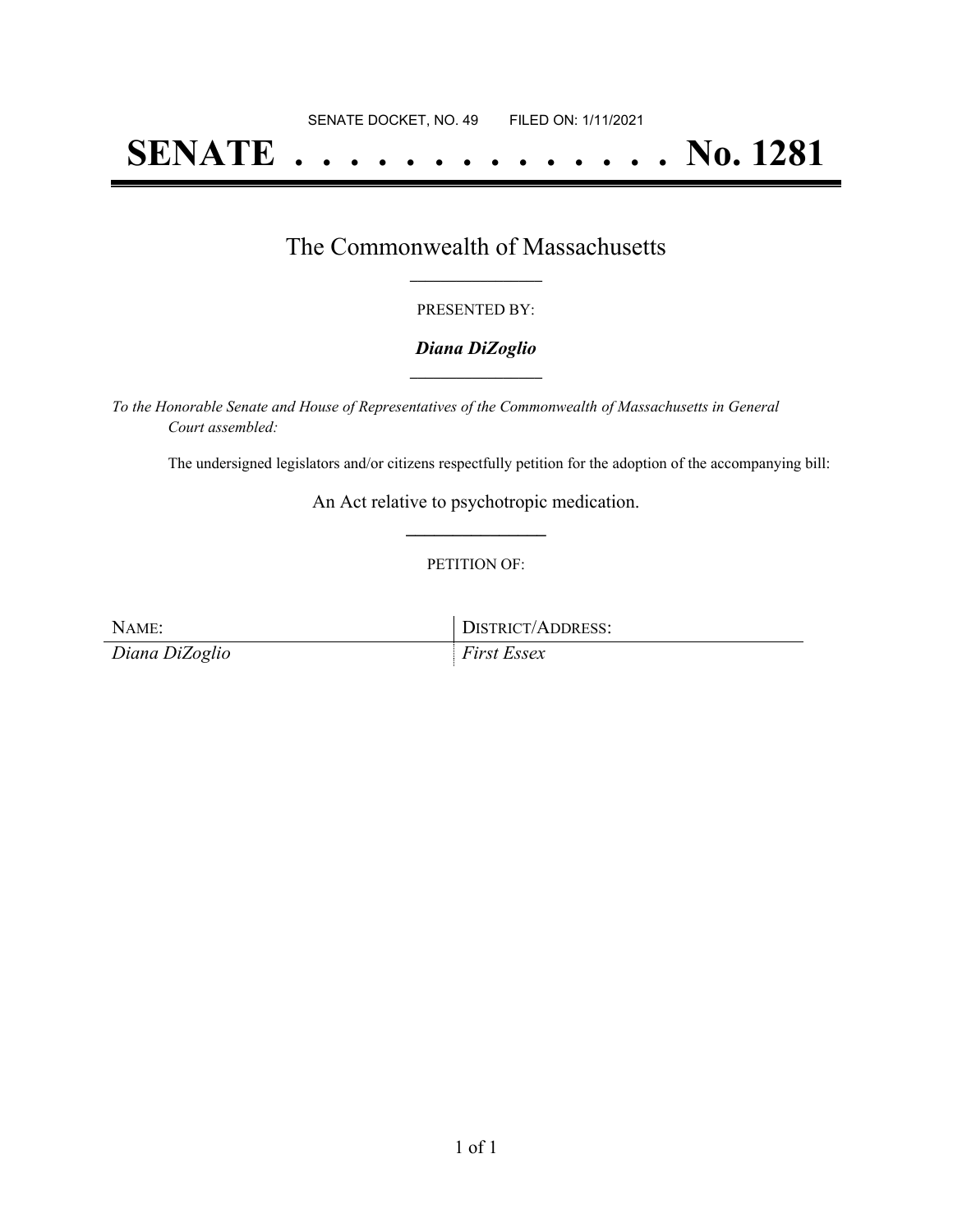SENATE DOCKET, NO. 49        FILED ON: 1/11/2021

# SENATE . . . . . . . . . . . . . . . No. 1281

## The Commonwealth of Massachusetts

PRESENTED BY:

***Diana DiZoglio***

*To the Honorable Senate and House of Representatives of the Commonwealth of Massachusetts in General Court assembled:*

The undersigned legislators and/or citizens respectfully petition for the adoption of the accompanying bill:

An Act relative to psychotropic medication.

PETITION OF:

| NAME: | DISTRICT/ADDRESS: |
| --- | --- |
| *Diana DiZoglio* | *First Essex* |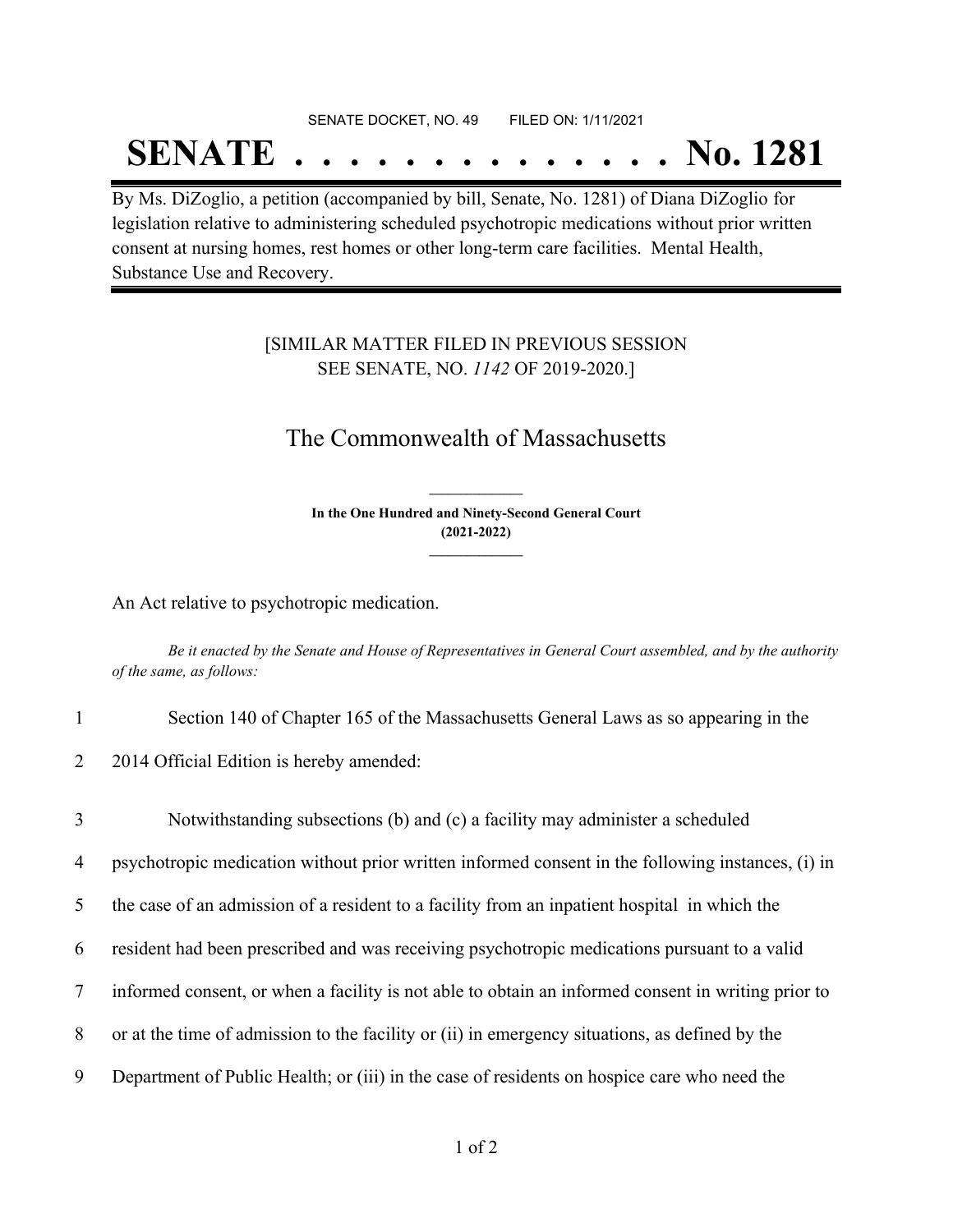SENATE DOCKET, NO. 49        FILED ON: 1/11/2021

# SENATE . . . . . . . . . . . . . . No. 1281

By Ms. DiZoglio, a petition (accompanied by bill, Senate, No. 1281) of Diana DiZoglio for legislation relative to administering scheduled psychotropic medications without prior written consent at nursing homes, rest homes or other long-term care facilities. Mental Health, Substance Use and Recovery.

[SIMILAR MATTER FILED IN PREVIOUS SESSION
SEE SENATE, NO. *1142* OF 2019-2020.]

## The Commonwealth of Massachusetts

**In the One Hundred and Ninety-Second General Court**
**(2021-2022)**

An Act relative to psychotropic medication.

*Be it enacted by the Senate and House of Representatives in General Court assembled, and by the authority of the same, as follows:*

1 Section 140 of Chapter 165 of the Massachusetts General Laws as so appearing in the
2 2014 Official Edition is hereby amended:

3 Notwithstanding subsections (b) and (c) a facility may administer a scheduled
4 psychotropic medication without prior written informed consent in the following instances, (i) in
5 the case of an admission of a resident to a facility from an inpatient hospital in which the
6 resident had been prescribed and was receiving psychotropic medications pursuant to a valid
7 informed consent, or when a facility is not able to obtain an informed consent in writing prior to
8 or at the time of admission to the facility or (ii) in emergency situations, as defined by the
9 Department of Public Health; or (iii) in the case of residents on hospice care who need the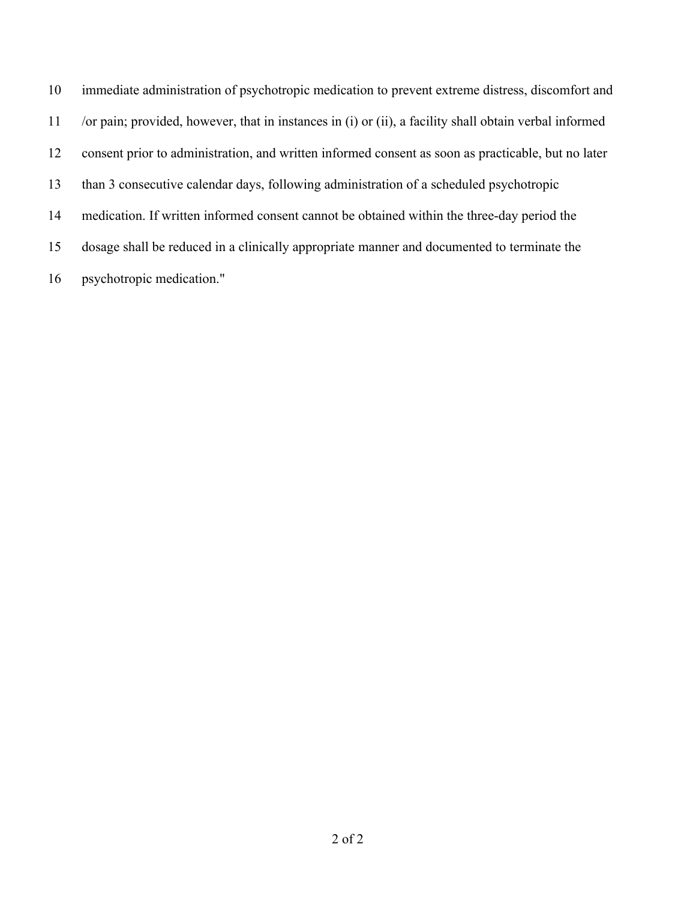immediate administration of psychotropic medication to prevent extreme distress, discomfort and /or pain; provided, however, that in instances in (i) or (ii), a facility shall obtain verbal informed consent prior to administration, and written informed consent as soon as practicable, but no later than 3 consecutive calendar days, following administration of a scheduled psychotropic medication. If written informed consent cannot be obtained within the three-day period the dosage shall be reduced in a clinically appropriate manner and documented to terminate the psychotropic medication."